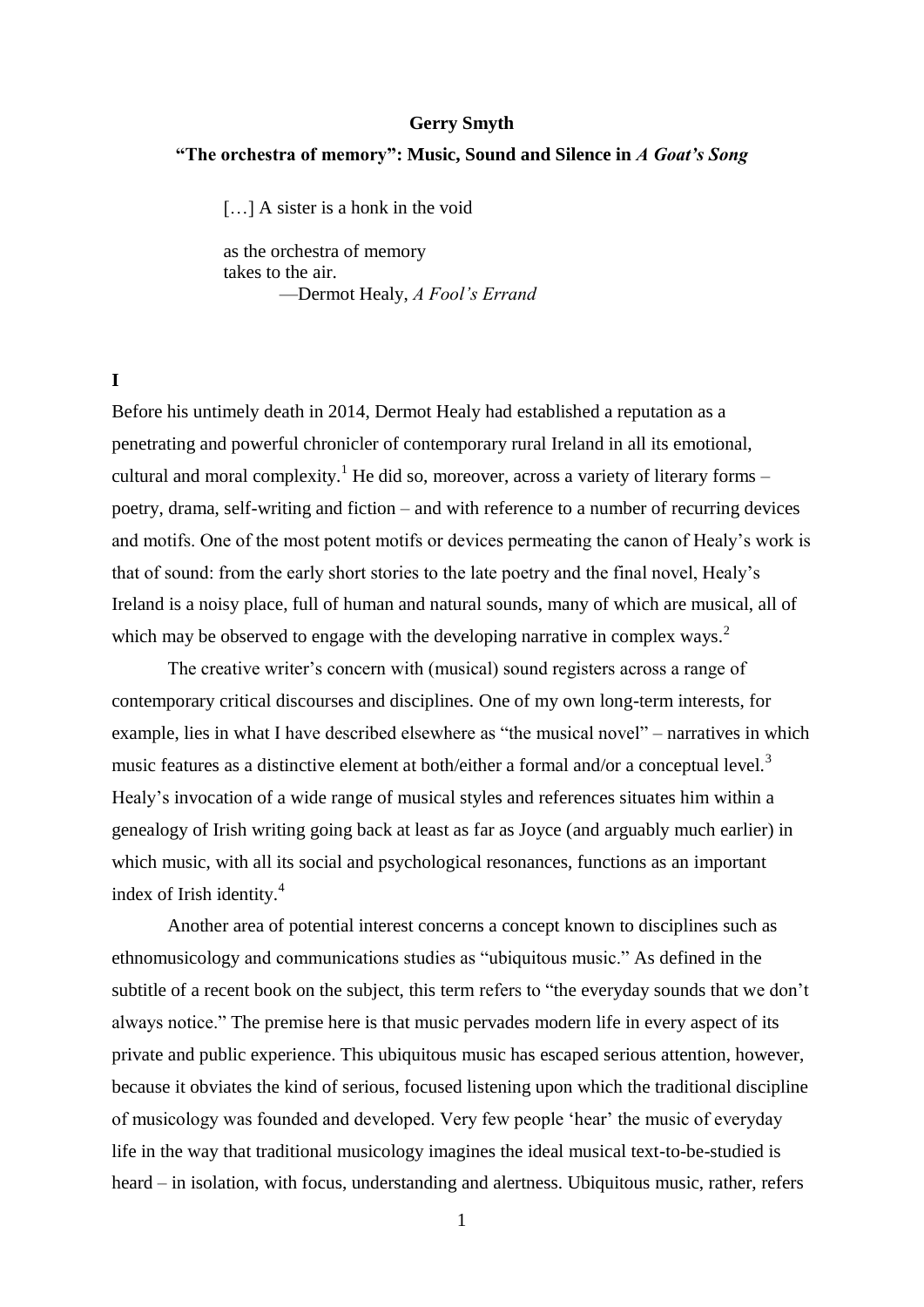**Gerry Smyth**

## "The orchestra of memory": Music, Sound and Silence in *A Goat's Song*

> […] A sister is a honk in the void
>
> as the orchestra of memory
> takes to the air.
> —Dermot Healy, *A Fool's Errand*

### I

Before his untimely death in 2014, Dermot Healy had established a reputation as a penetrating and powerful chronicler of contemporary rural Ireland in all its emotional, cultural and moral complexity.[1] He did so, moreover, across a variety of literary forms – poetry, drama, self-writing and fiction – and with reference to a number of recurring devices and motifs. One of the most potent motifs or devices permeating the canon of Healy's work is that of sound: from the early short stories to the late poetry and the final novel, Healy's Ireland is a noisy place, full of human and natural sounds, many of which are musical, all of which may be observed to engage with the developing narrative in complex ways.[2]

The creative writer's concern with (musical) sound registers across a range of contemporary critical discourses and disciplines. One of my own long-term interests, for example, lies in what I have described elsewhere as "the musical novel" – narratives in which music features as a distinctive element at both/either a formal and/or a conceptual level.[3] Healy's invocation of a wide range of musical styles and references situates him within a genealogy of Irish writing going back at least as far as Joyce (and arguably much earlier) in which music, with all its social and psychological resonances, functions as an important index of Irish identity.[4]

Another area of potential interest concerns a concept known to disciplines such as ethnomusicology and communications studies as "ubiquitous music." As defined in the subtitle of a recent book on the subject, this term refers to "the everyday sounds that we don't always notice." The premise here is that music pervades modern life in every aspect of its private and public experience. This ubiquitous music has escaped serious attention, however, because it obviates the kind of serious, focused listening upon which the traditional discipline of musicology was founded and developed. Very few people 'hear' the music of everyday life in the way that traditional musicology imagines the ideal musical text-to-be-studied is heard – in isolation, with focus, understanding and alertness. Ubiquitous music, rather, refers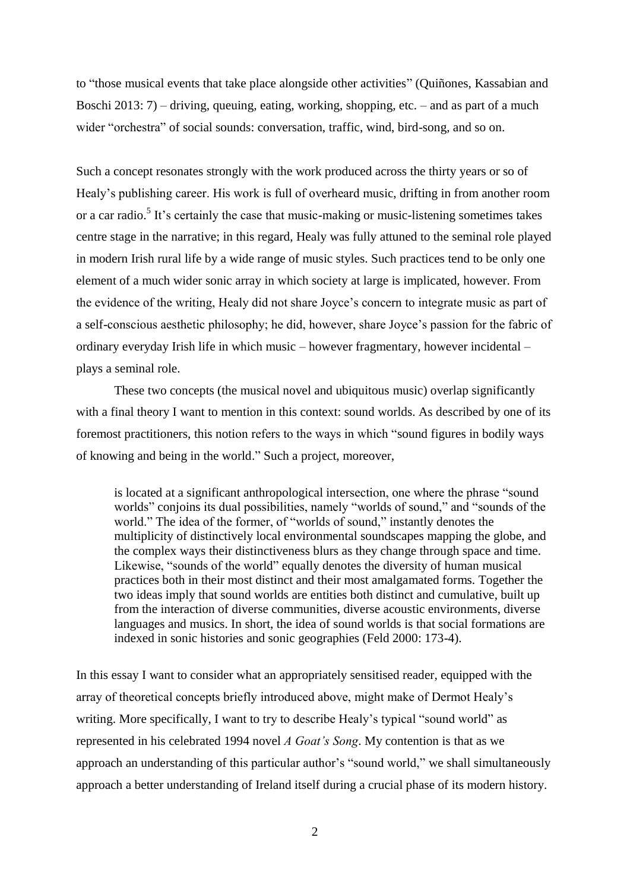to "those musical events that take place alongside other activities" (Quiñones, Kassabian and Boschi 2013: 7) – driving, queuing, eating, working, shopping, etc. – and as part of a much wider "orchestra" of social sounds: conversation, traffic, wind, bird-song, and so on.

Such a concept resonates strongly with the work produced across the thirty years or so of Healy's publishing career. His work is full of overheard music, drifting in from another room or a car radio.[5] It's certainly the case that music-making or music-listening sometimes takes centre stage in the narrative; in this regard, Healy was fully attuned to the seminal role played in modern Irish rural life by a wide range of music styles. Such practices tend to be only one element of a much wider sonic array in which society at large is implicated, however. From the evidence of the writing, Healy did not share Joyce's concern to integrate music as part of a self-conscious aesthetic philosophy; he did, however, share Joyce's passion for the fabric of ordinary everyday Irish life in which music – however fragmentary, however incidental – plays a seminal role.

These two concepts (the musical novel and ubiquitous music) overlap significantly with a final theory I want to mention in this context: sound worlds. As described by one of its foremost practitioners, this notion refers to the ways in which "sound figures in bodily ways of knowing and being in the world." Such a project, moreover,

> is located at a significant anthropological intersection, one where the phrase "sound worlds" conjoins its dual possibilities, namely "worlds of sound," and "sounds of the world." The idea of the former, of "worlds of sound," instantly denotes the multiplicity of distinctively local environmental soundscapes mapping the globe, and the complex ways their distinctiveness blurs as they change through space and time. Likewise, "sounds of the world" equally denotes the diversity of human musical practices both in their most distinct and their most amalgamated forms. Together the two ideas imply that sound worlds are entities both distinct and cumulative, built up from the interaction of diverse communities, diverse acoustic environments, diverse languages and musics. In short, the idea of sound worlds is that social formations are indexed in sonic histories and sonic geographies (Feld 2000: 173-4).

In this essay I want to consider what an appropriately sensitised reader, equipped with the array of theoretical concepts briefly introduced above, might make of Dermot Healy's writing. More specifically, I want to try to describe Healy's typical "sound world" as represented in his celebrated 1994 novel *A Goat's Song*. My contention is that as we approach an understanding of this particular author's "sound world," we shall simultaneously approach a better understanding of Ireland itself during a crucial phase of its modern history.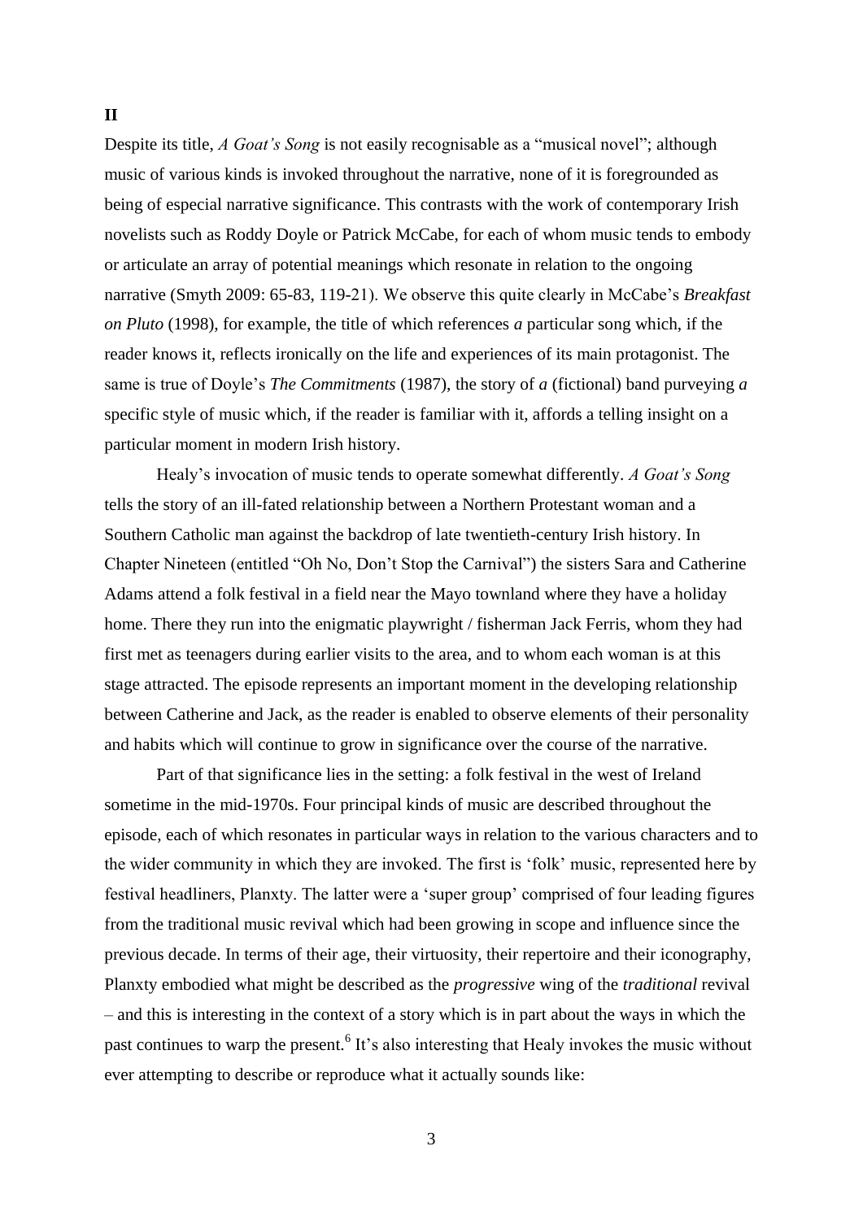**II**

Despite its title, *A Goat's Song* is not easily recognisable as a "musical novel"; although music of various kinds is invoked throughout the narrative, none of it is foregrounded as being of especial narrative significance. This contrasts with the work of contemporary Irish novelists such as Roddy Doyle or Patrick McCabe, for each of whom music tends to embody or articulate an array of potential meanings which resonate in relation to the ongoing narrative (Smyth 2009: 65-83, 119-21). We observe this quite clearly in McCabe's *Breakfast on Pluto* (1998), for example, the title of which references *a* particular song which, if the reader knows it, reflects ironically on the life and experiences of its main protagonist. The same is true of Doyle's *The Commitments* (1987), the story of *a* (fictional) band purveying *a* specific style of music which, if the reader is familiar with it, affords a telling insight on a particular moment in modern Irish history.

Healy's invocation of music tends to operate somewhat differently. *A Goat's Song* tells the story of an ill-fated relationship between a Northern Protestant woman and a Southern Catholic man against the backdrop of late twentieth-century Irish history. In Chapter Nineteen (entitled "Oh No, Don't Stop the Carnival") the sisters Sara and Catherine Adams attend a folk festival in a field near the Mayo townland where they have a holiday home. There they run into the enigmatic playwright / fisherman Jack Ferris, whom they had first met as teenagers during earlier visits to the area, and to whom each woman is at this stage attracted. The episode represents an important moment in the developing relationship between Catherine and Jack, as the reader is enabled to observe elements of their personality and habits which will continue to grow in significance over the course of the narrative.

Part of that significance lies in the setting: a folk festival in the west of Ireland sometime in the mid-1970s. Four principal kinds of music are described throughout the episode, each of which resonates in particular ways in relation to the various characters and to the wider community in which they are invoked. The first is 'folk' music, represented here by festival headliners, Planxty. The latter were a 'super group' comprised of four leading figures from the traditional music revival which had been growing in scope and influence since the previous decade. In terms of their age, their virtuosity, their repertoire and their iconography, Planxty embodied what might be described as the *progressive* wing of the *traditional* revival – and this is interesting in the context of a story which is in part about the ways in which the past continues to warp the present.[6] It's also interesting that Healy invokes the music without ever attempting to describe or reproduce what it actually sounds like: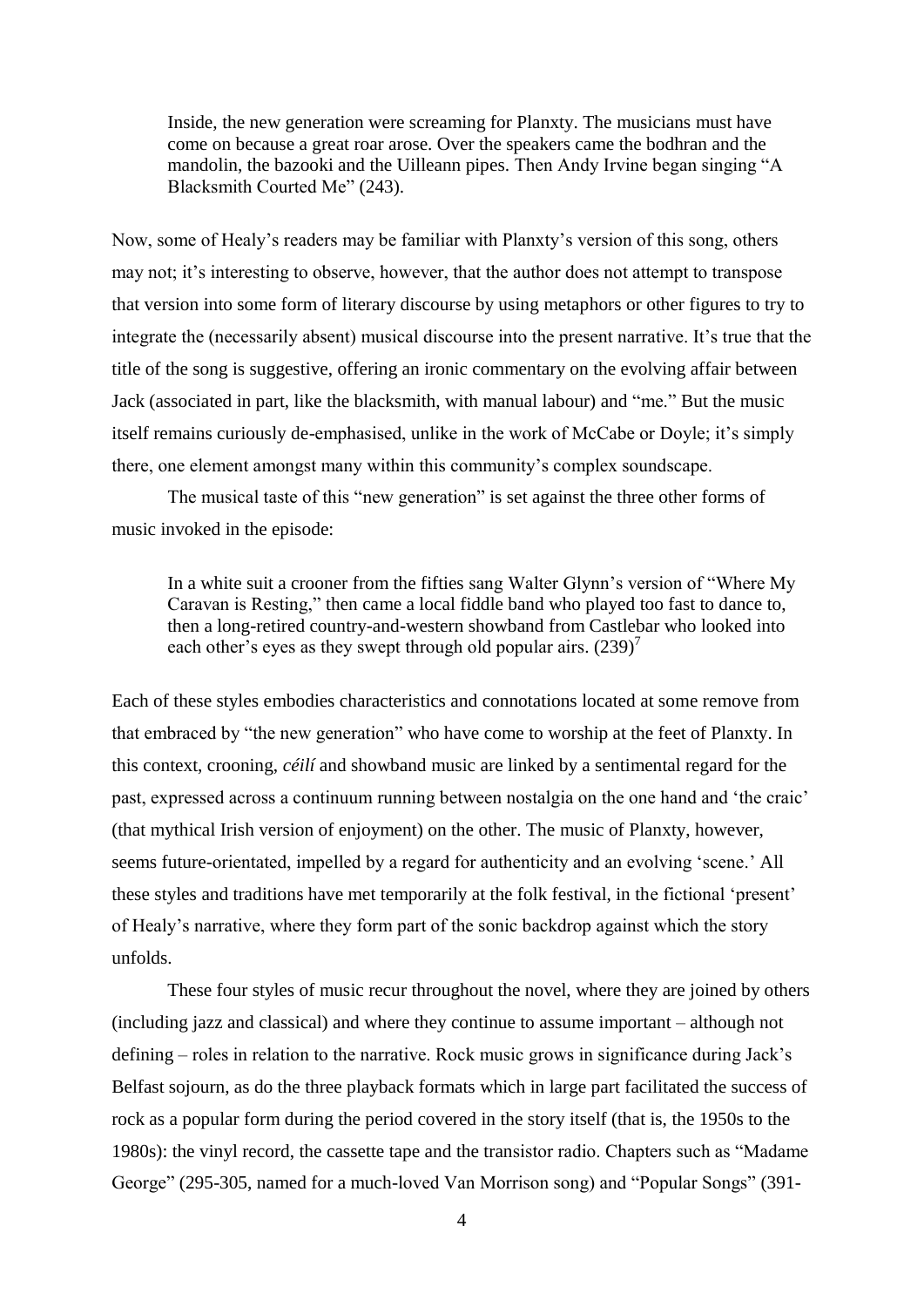> Inside, the new generation were screaming for Planxty. The musicians must have come on because a great roar arose. Over the speakers came the bodhran and the mandolin, the bazooki and the Uilleann pipes. Then Andy Irvine began singing "A Blacksmith Courted Me" (243).

Now, some of Healy's readers may be familiar with Planxty's version of this song, others may not; it's interesting to observe, however, that the author does not attempt to transpose that version into some form of literary discourse by using metaphors or other figures to try to integrate the (necessarily absent) musical discourse into the present narrative. It's true that the title of the song is suggestive, offering an ironic commentary on the evolving affair between Jack (associated in part, like the blacksmith, with manual labour) and "me." But the music itself remains curiously de-emphasised, unlike in the work of McCabe or Doyle; it's simply there, one element amongst many within this community's complex soundscape.

The musical taste of this "new generation" is set against the three other forms of music invoked in the episode:

> In a white suit a crooner from the fifties sang Walter Glynn's version of "Where My Caravan is Resting," then came a local fiddle band who played too fast to dance to, then a long-retired country-and-western showband from Castlebar who looked into each other's eyes as they swept through old popular airs. (239)[7]

Each of these styles embodies characteristics and connotations located at some remove from that embraced by "the new generation" who have come to worship at the feet of Planxty. In this context, crooning, *céilí* and showband music are linked by a sentimental regard for the past, expressed across a continuum running between nostalgia on the one hand and 'the craic' (that mythical Irish version of enjoyment) on the other. The music of Planxty, however, seems future-orientated, impelled by a regard for authenticity and an evolving 'scene.' All these styles and traditions have met temporarily at the folk festival, in the fictional 'present' of Healy's narrative, where they form part of the sonic backdrop against which the story unfolds.

These four styles of music recur throughout the novel, where they are joined by others (including jazz and classical) and where they continue to assume important – although not defining – roles in relation to the narrative. Rock music grows in significance during Jack's Belfast sojourn, as do the three playback formats which in large part facilitated the success of rock as a popular form during the period covered in the story itself (that is, the 1950s to the 1980s): the vinyl record, the cassette tape and the transistor radio. Chapters such as "Madame George" (295-305, named for a much-loved Van Morrison song) and "Popular Songs" (391-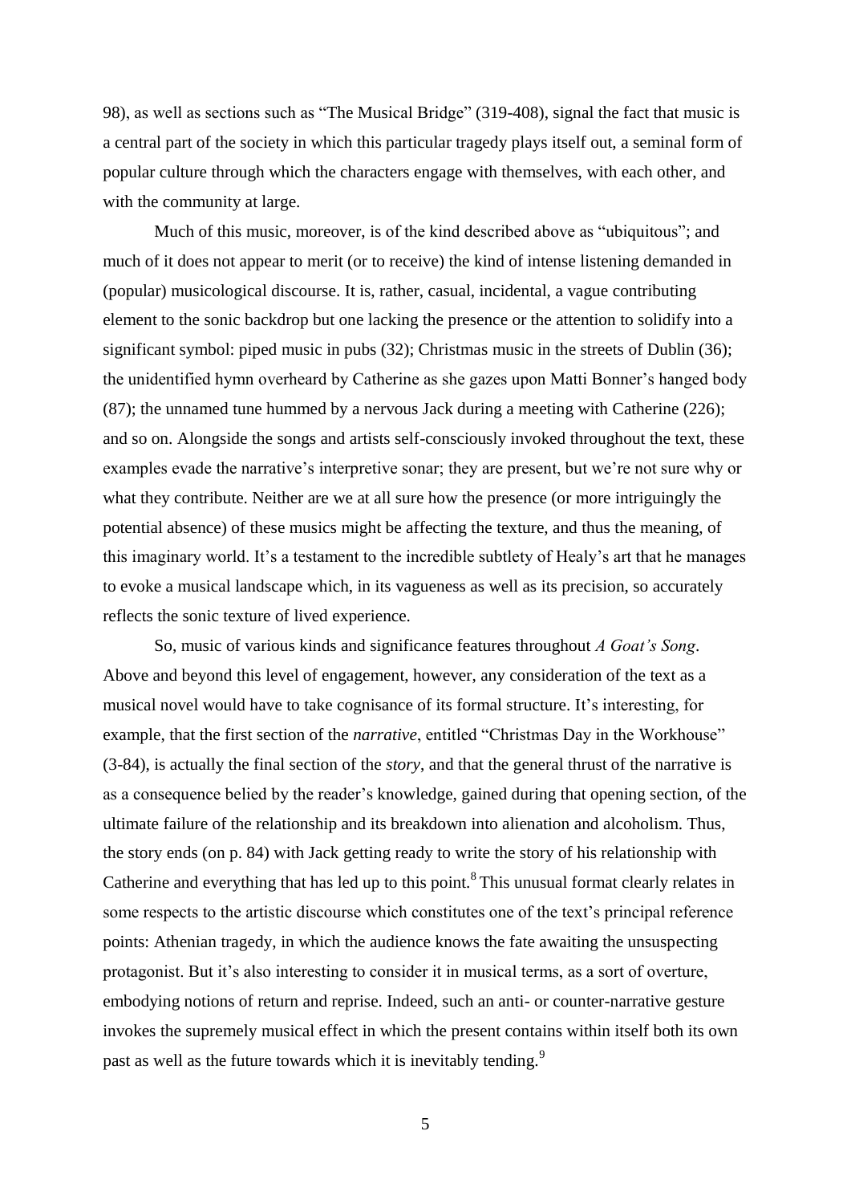98), as well as sections such as "The Musical Bridge" (319-408), signal the fact that music is a central part of the society in which this particular tragedy plays itself out, a seminal form of popular culture through which the characters engage with themselves, with each other, and with the community at large.

Much of this music, moreover, is of the kind described above as "ubiquitous"; and much of it does not appear to merit (or to receive) the kind of intense listening demanded in (popular) musicological discourse. It is, rather, casual, incidental, a vague contributing element to the sonic backdrop but one lacking the presence or the attention to solidify into a significant symbol: piped music in pubs (32); Christmas music in the streets of Dublin (36); the unidentified hymn overheard by Catherine as she gazes upon Matti Bonner's hanged body (87); the unnamed tune hummed by a nervous Jack during a meeting with Catherine (226); and so on. Alongside the songs and artists self-consciously invoked throughout the text, these examples evade the narrative's interpretive sonar; they are present, but we're not sure why or what they contribute. Neither are we at all sure how the presence (or more intriguingly the potential absence) of these musics might be affecting the texture, and thus the meaning, of this imaginary world. It's a testament to the incredible subtlety of Healy's art that he manages to evoke a musical landscape which, in its vagueness as well as its precision, so accurately reflects the sonic texture of lived experience.

So, music of various kinds and significance features throughout *A Goat's Song*. Above and beyond this level of engagement, however, any consideration of the text as a musical novel would have to take cognisance of its formal structure. It's interesting, for example, that the first section of the *narrative*, entitled "Christmas Day in the Workhouse" (3-84), is actually the final section of the *story*, and that the general thrust of the narrative is as a consequence belied by the reader's knowledge, gained during that opening section, of the ultimate failure of the relationship and its breakdown into alienation and alcoholism. Thus, the story ends (on p. 84) with Jack getting ready to write the story of his relationship with Catherine and everything that has led up to this point.[8] This unusual format clearly relates in some respects to the artistic discourse which constitutes one of the text's principal reference points: Athenian tragedy, in which the audience knows the fate awaiting the unsuspecting protagonist. But it's also interesting to consider it in musical terms, as a sort of overture, embodying notions of return and reprise. Indeed, such an anti- or counter-narrative gesture invokes the supremely musical effect in which the present contains within itself both its own past as well as the future towards which it is inevitably tending.[9]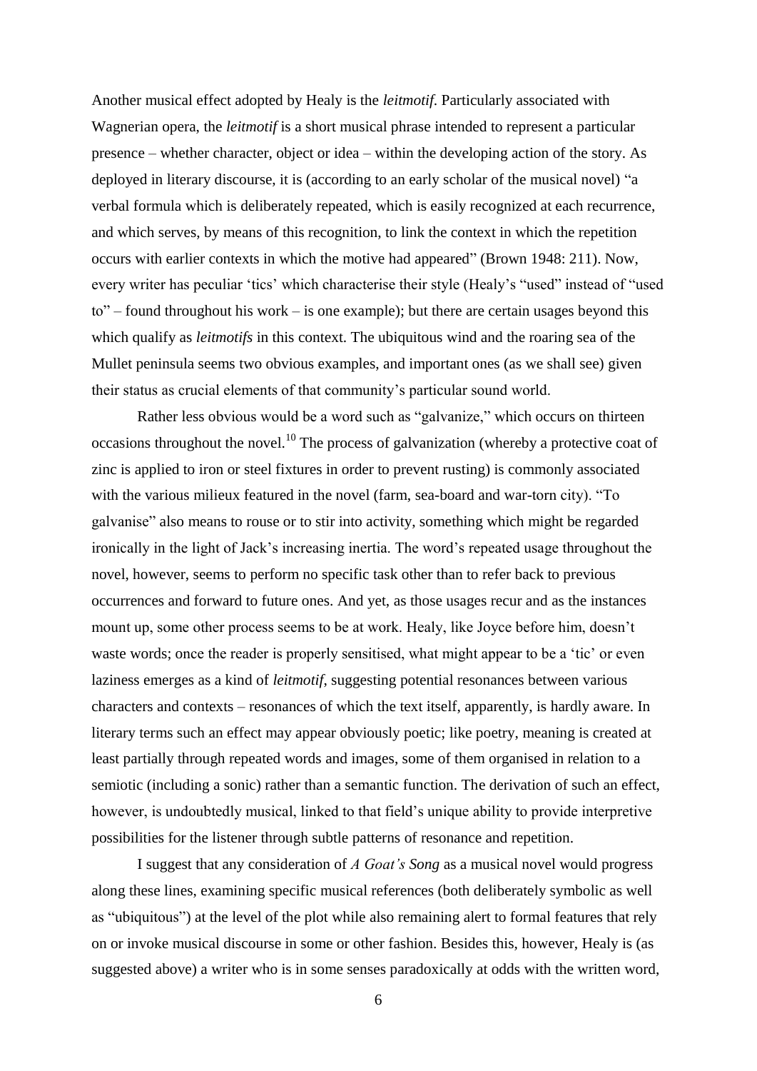Another musical effect adopted by Healy is the *leitmotif*. Particularly associated with Wagnerian opera, the *leitmotif* is a short musical phrase intended to represent a particular presence – whether character, object or idea – within the developing action of the story. As deployed in literary discourse, it is (according to an early scholar of the musical novel) "a verbal formula which is deliberately repeated, which is easily recognized at each recurrence, and which serves, by means of this recognition, to link the context in which the repetition occurs with earlier contexts in which the motive had appeared" (Brown 1948: 211). Now, every writer has peculiar 'tics' which characterise their style (Healy's "used" instead of "used to" – found throughout his work – is one example); but there are certain usages beyond this which qualify as *leitmotifs* in this context. The ubiquitous wind and the roaring sea of the Mullet peninsula seems two obvious examples, and important ones (as we shall see) given their status as crucial elements of that community's particular sound world.

Rather less obvious would be a word such as "galvanize," which occurs on thirteen occasions throughout the novel.[10] The process of galvanization (whereby a protective coat of zinc is applied to iron or steel fixtures in order to prevent rusting) is commonly associated with the various milieux featured in the novel (farm, sea-board and war-torn city). "To galvanise" also means to rouse or to stir into activity, something which might be regarded ironically in the light of Jack's increasing inertia. The word's repeated usage throughout the novel, however, seems to perform no specific task other than to refer back to previous occurrences and forward to future ones. And yet, as those usages recur and as the instances mount up, some other process seems to be at work. Healy, like Joyce before him, doesn't waste words; once the reader is properly sensitised, what might appear to be a 'tic' or even laziness emerges as a kind of *leitmotif*, suggesting potential resonances between various characters and contexts – resonances of which the text itself, apparently, is hardly aware. In literary terms such an effect may appear obviously poetic; like poetry, meaning is created at least partially through repeated words and images, some of them organised in relation to a semiotic (including a sonic) rather than a semantic function. The derivation of such an effect, however, is undoubtedly musical, linked to that field's unique ability to provide interpretive possibilities for the listener through subtle patterns of resonance and repetition.

I suggest that any consideration of *A Goat's Song* as a musical novel would progress along these lines, examining specific musical references (both deliberately symbolic as well as "ubiquitous") at the level of the plot while also remaining alert to formal features that rely on or invoke musical discourse in some or other fashion. Besides this, however, Healy is (as suggested above) a writer who is in some senses paradoxically at odds with the written word,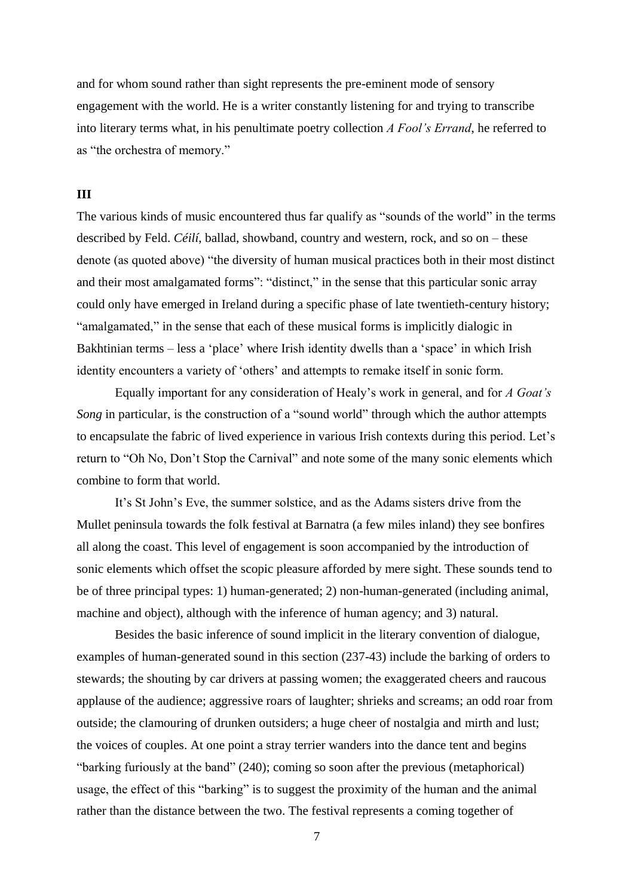and for whom sound rather than sight represents the pre-eminent mode of sensory engagement with the world. He is a writer constantly listening for and trying to transcribe into literary terms what, in his penultimate poetry collection *A Fool's Errand*, he referred to as "the orchestra of memory."

**III**

The various kinds of music encountered thus far qualify as "sounds of the world" in the terms described by Feld. *Céilí*, ballad, showband, country and western, rock, and so on – these denote (as quoted above) "the diversity of human musical practices both in their most distinct and their most amalgamated forms": "distinct," in the sense that this particular sonic array could only have emerged in Ireland during a specific phase of late twentieth-century history; "amalgamated," in the sense that each of these musical forms is implicitly dialogic in Bakhtinian terms – less a 'place' where Irish identity dwells than a 'space' in which Irish identity encounters a variety of 'others' and attempts to remake itself in sonic form.

Equally important for any consideration of Healy's work in general, and for *A Goat's Song* in particular, is the construction of a "sound world" through which the author attempts to encapsulate the fabric of lived experience in various Irish contexts during this period. Let's return to "Oh No, Don't Stop the Carnival" and note some of the many sonic elements which combine to form that world.

It's St John's Eve, the summer solstice, and as the Adams sisters drive from the Mullet peninsula towards the folk festival at Barnatra (a few miles inland) they see bonfires all along the coast. This level of engagement is soon accompanied by the introduction of sonic elements which offset the scopic pleasure afforded by mere sight. These sounds tend to be of three principal types: 1) human-generated; 2) non-human-generated (including animal, machine and object), although with the inference of human agency; and 3) natural.

Besides the basic inference of sound implicit in the literary convention of dialogue, examples of human-generated sound in this section (237-43) include the barking of orders to stewards; the shouting by car drivers at passing women; the exaggerated cheers and raucous applause of the audience; aggressive roars of laughter; shrieks and screams; an odd roar from outside; the clamouring of drunken outsiders; a huge cheer of nostalgia and mirth and lust; the voices of couples. At one point a stray terrier wanders into the dance tent and begins "barking furiously at the band" (240); coming so soon after the previous (metaphorical) usage, the effect of this "barking" is to suggest the proximity of the human and the animal rather than the distance between the two. The festival represents a coming together of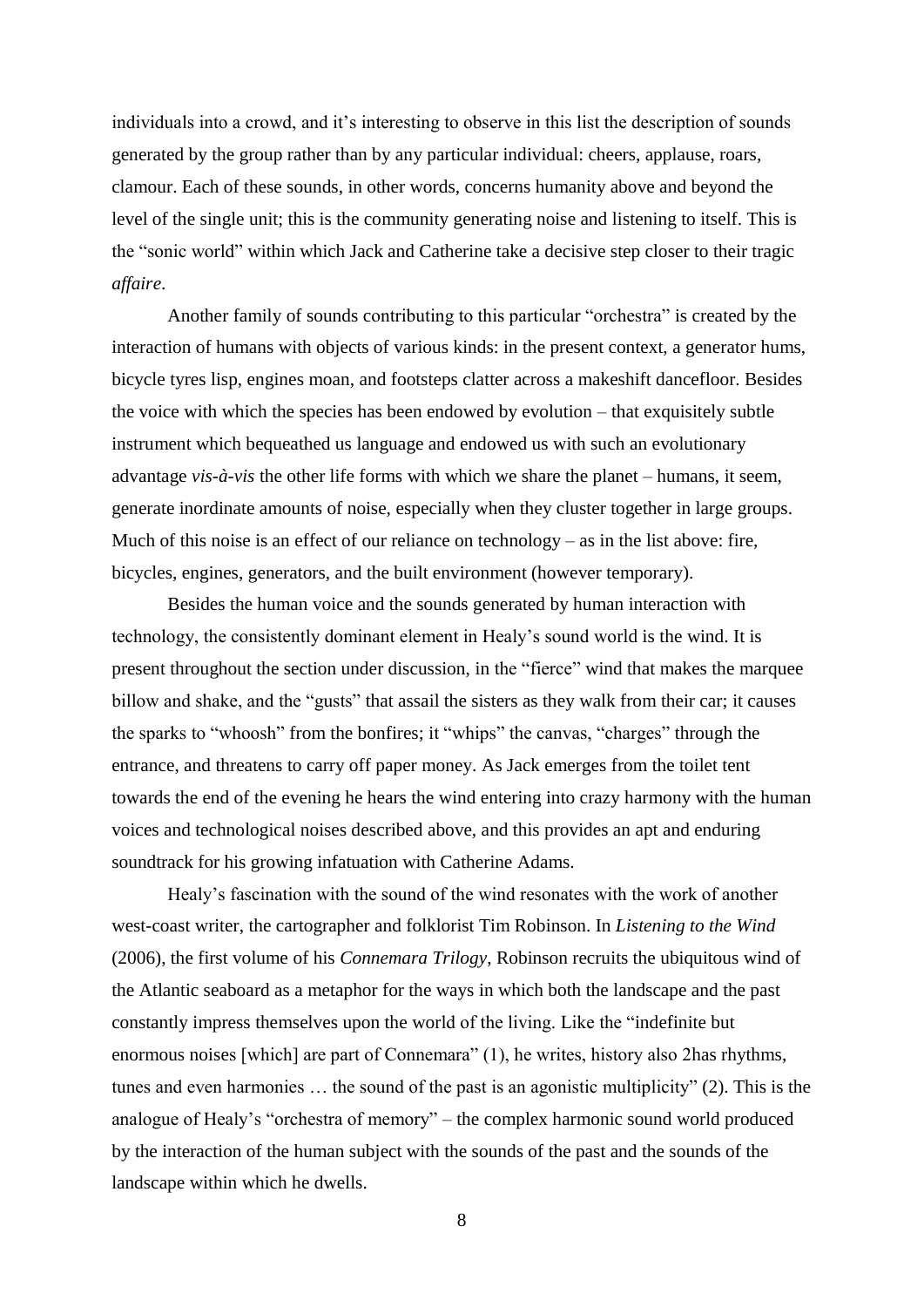individuals into a crowd, and it's interesting to observe in this list the description of sounds generated by the group rather than by any particular individual: cheers, applause, roars, clamour. Each of these sounds, in other words, concerns humanity above and beyond the level of the single unit; this is the community generating noise and listening to itself. This is the "sonic world" within which Jack and Catherine take a decisive step closer to their tragic *affaire*.

Another family of sounds contributing to this particular "orchestra" is created by the interaction of humans with objects of various kinds: in the present context, a generator hums, bicycle tyres lisp, engines moan, and footsteps clatter across a makeshift dancefloor. Besides the voice with which the species has been endowed by evolution – that exquisitely subtle instrument which bequeathed us language and endowed us with such an evolutionary advantage *vis-à-vis* the other life forms with which we share the planet – humans, it seem, generate inordinate amounts of noise, especially when they cluster together in large groups. Much of this noise is an effect of our reliance on technology – as in the list above: fire, bicycles, engines, generators, and the built environment (however temporary).

Besides the human voice and the sounds generated by human interaction with technology, the consistently dominant element in Healy's sound world is the wind. It is present throughout the section under discussion, in the "fierce" wind that makes the marquee billow and shake, and the "gusts" that assail the sisters as they walk from their car; it causes the sparks to "whoosh" from the bonfires; it "whips" the canvas, "charges" through the entrance, and threatens to carry off paper money. As Jack emerges from the toilet tent towards the end of the evening he hears the wind entering into crazy harmony with the human voices and technological noises described above, and this provides an apt and enduring soundtrack for his growing infatuation with Catherine Adams.

Healy's fascination with the sound of the wind resonates with the work of another west-coast writer, the cartographer and folklorist Tim Robinson. In *Listening to the Wind* (2006), the first volume of his *Connemara Trilogy*, Robinson recruits the ubiquitous wind of the Atlantic seaboard as a metaphor for the ways in which both the landscape and the past constantly impress themselves upon the world of the living. Like the "indefinite but enormous noises [which] are part of Connemara" (1), he writes, history also 2has rhythms, tunes and even harmonies … the sound of the past is an agonistic multiplicity" (2). This is the analogue of Healy's "orchestra of memory" – the complex harmonic sound world produced by the interaction of the human subject with the sounds of the past and the sounds of the landscape within which he dwells.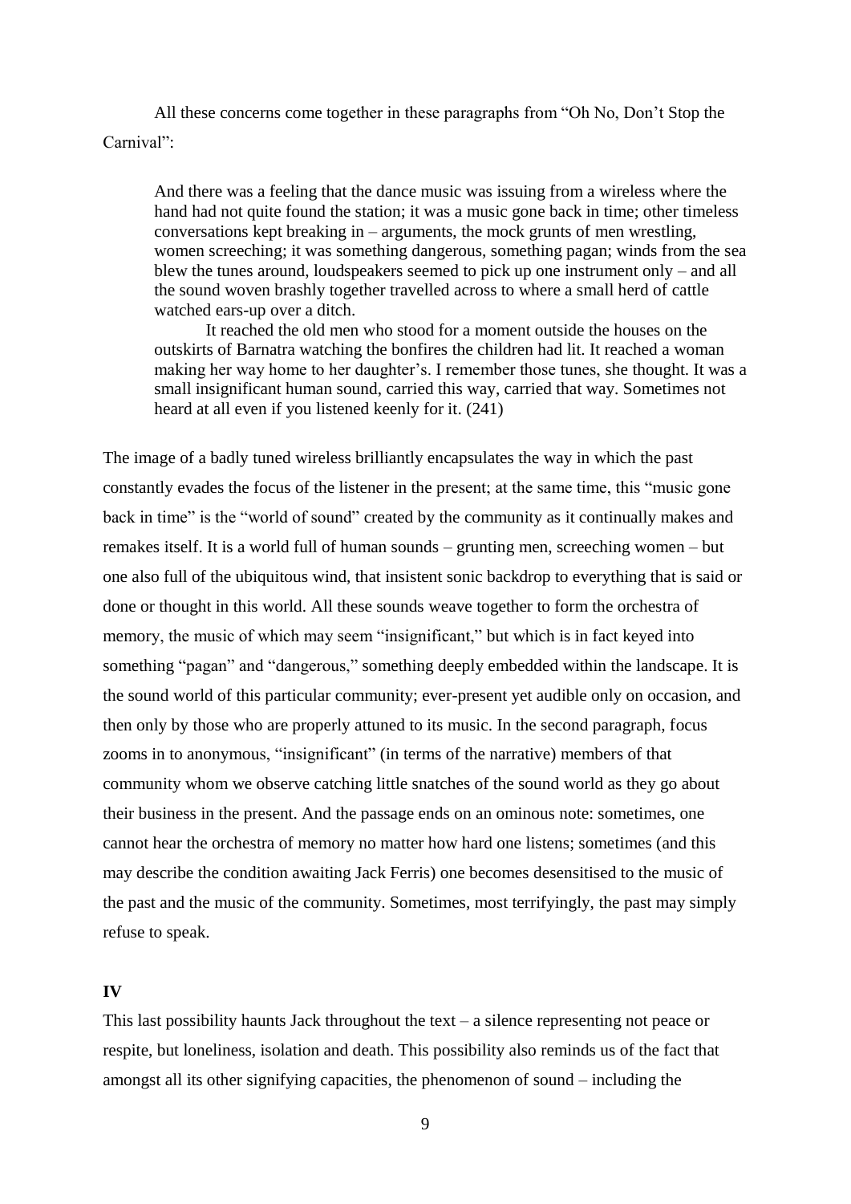All these concerns come together in these paragraphs from "Oh No, Don't Stop the Carnival":

> And there was a feeling that the dance music was issuing from a wireless where the hand had not quite found the station; it was a music gone back in time; other timeless conversations kept breaking in – arguments, the mock grunts of men wrestling, women screeching; it was something dangerous, something pagan; winds from the sea blew the tunes around, loudspeakers seemed to pick up one instrument only – and all the sound woven brashly together travelled across to where a small herd of cattle watched ears-up over a ditch.
>
> It reached the old men who stood for a moment outside the houses on the outskirts of Barnatra watching the bonfires the children had lit. It reached a woman making her way home to her daughter's. I remember those tunes, she thought. It was a small insignificant human sound, carried this way, carried that way. Sometimes not heard at all even if you listened keenly for it. (241)

The image of a badly tuned wireless brilliantly encapsulates the way in which the past constantly evades the focus of the listener in the present; at the same time, this "music gone back in time" is the "world of sound" created by the community as it continually makes and remakes itself. It is a world full of human sounds – grunting men, screeching women – but one also full of the ubiquitous wind, that insistent sonic backdrop to everything that is said or done or thought in this world. All these sounds weave together to form the orchestra of memory, the music of which may seem "insignificant," but which is in fact keyed into something "pagan" and "dangerous," something deeply embedded within the landscape. It is the sound world of this particular community; ever-present yet audible only on occasion, and then only by those who are properly attuned to its music. In the second paragraph, focus zooms in to anonymous, "insignificant" (in terms of the narrative) members of that community whom we observe catching little snatches of the sound world as they go about their business in the present. And the passage ends on an ominous note: sometimes, one cannot hear the orchestra of memory no matter how hard one listens; sometimes (and this may describe the condition awaiting Jack Ferris) one becomes desensitised to the music of the past and the music of the community. Sometimes, most terrifyingly, the past may simply refuse to speak.

## IV

This last possibility haunts Jack throughout the text – a silence representing not peace or respite, but loneliness, isolation and death. This possibility also reminds us of the fact that amongst all its other signifying capacities, the phenomenon of sound – including the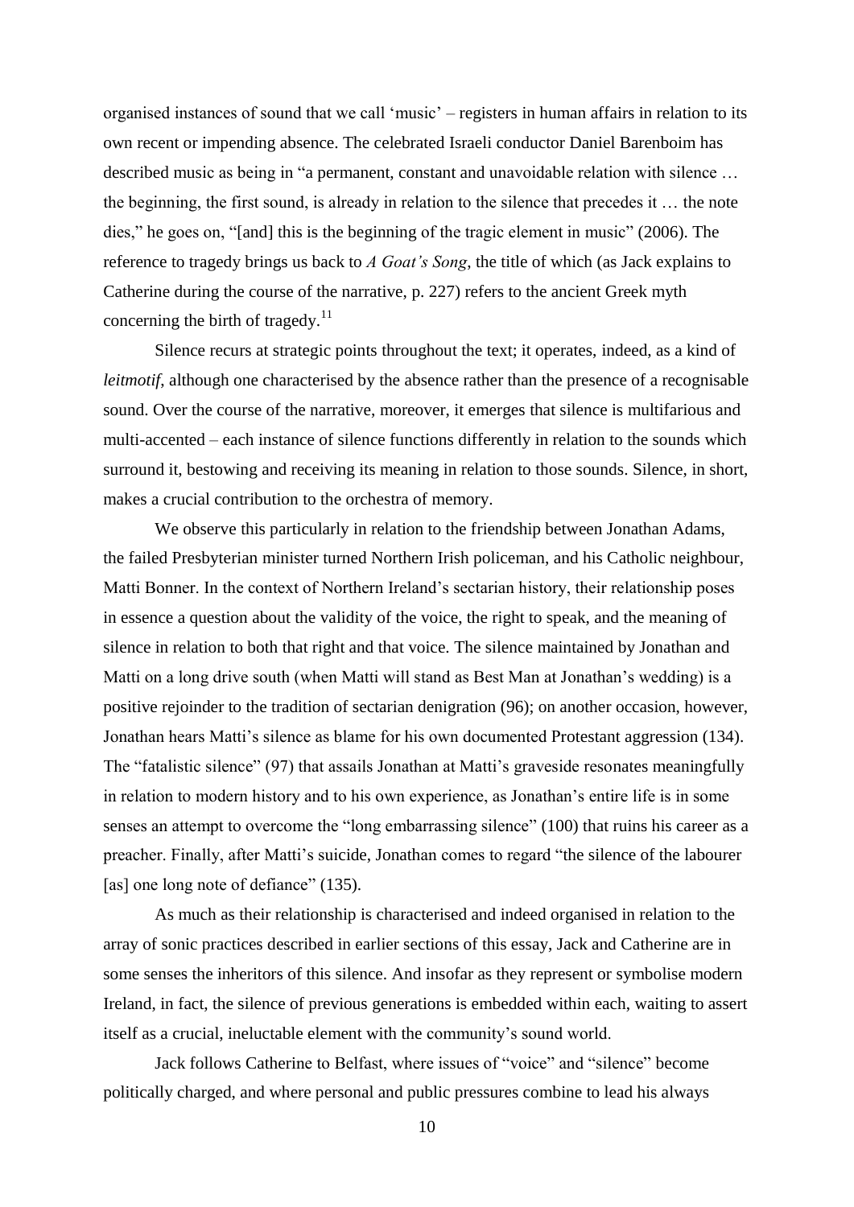organised instances of sound that we call 'music' – registers in human affairs in relation to its own recent or impending absence. The celebrated Israeli conductor Daniel Barenboim has described music as being in "a permanent, constant and unavoidable relation with silence … the beginning, the first sound, is already in relation to the silence that precedes it … the note dies," he goes on, "[and] this is the beginning of the tragic element in music" (2006). The reference to tragedy brings us back to *A Goat's Song*, the title of which (as Jack explains to Catherine during the course of the narrative, p. 227) refers to the ancient Greek myth concerning the birth of tragedy.[11]

Silence recurs at strategic points throughout the text; it operates, indeed, as a kind of *leitmotif*, although one characterised by the absence rather than the presence of a recognisable sound. Over the course of the narrative, moreover, it emerges that silence is multifarious and multi-accented – each instance of silence functions differently in relation to the sounds which surround it, bestowing and receiving its meaning in relation to those sounds. Silence, in short, makes a crucial contribution to the orchestra of memory.

We observe this particularly in relation to the friendship between Jonathan Adams, the failed Presbyterian minister turned Northern Irish policeman, and his Catholic neighbour, Matti Bonner. In the context of Northern Ireland's sectarian history, their relationship poses in essence a question about the validity of the voice, the right to speak, and the meaning of silence in relation to both that right and that voice. The silence maintained by Jonathan and Matti on a long drive south (when Matti will stand as Best Man at Jonathan's wedding) is a positive rejoinder to the tradition of sectarian denigration (96); on another occasion, however, Jonathan hears Matti's silence as blame for his own documented Protestant aggression (134). The "fatalistic silence" (97) that assails Jonathan at Matti's graveside resonates meaningfully in relation to modern history and to his own experience, as Jonathan's entire life is in some senses an attempt to overcome the "long embarrassing silence" (100) that ruins his career as a preacher. Finally, after Matti's suicide, Jonathan comes to regard "the silence of the labourer [as] one long note of defiance" (135).

As much as their relationship is characterised and indeed organised in relation to the array of sonic practices described in earlier sections of this essay, Jack and Catherine are in some senses the inheritors of this silence. And insofar as they represent or symbolise modern Ireland, in fact, the silence of previous generations is embedded within each, waiting to assert itself as a crucial, ineluctable element with the community's sound world.

Jack follows Catherine to Belfast, where issues of "voice" and "silence" become politically charged, and where personal and public pressures combine to lead his always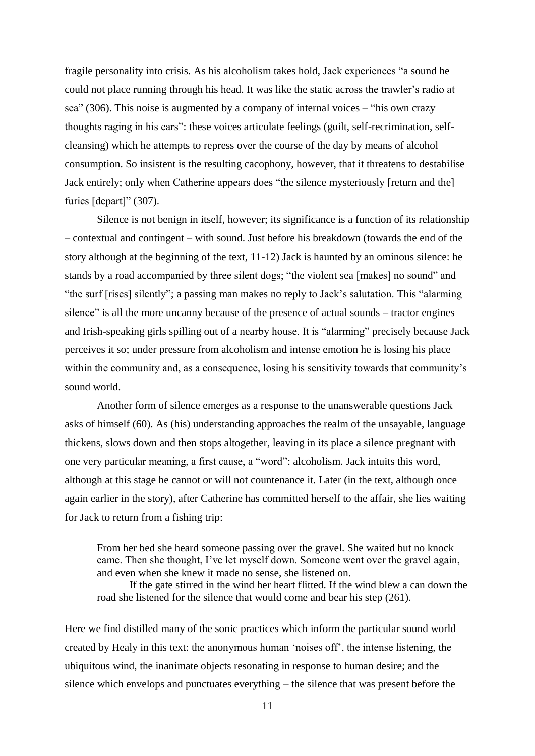fragile personality into crisis. As his alcoholism takes hold, Jack experiences "a sound he could not place running through his head. It was like the static across the trawler's radio at sea" (306). This noise is augmented by a company of internal voices – "his own crazy thoughts raging in his ears": these voices articulate feelings (guilt, self-recrimination, self-cleansing) which he attempts to repress over the course of the day by means of alcohol consumption. So insistent is the resulting cacophony, however, that it threatens to destabilise Jack entirely; only when Catherine appears does "the silence mysteriously [return and the] furies [depart]" (307).

Silence is not benign in itself, however; its significance is a function of its relationship – contextual and contingent – with sound. Just before his breakdown (towards the end of the story although at the beginning of the text, 11-12) Jack is haunted by an ominous silence: he stands by a road accompanied by three silent dogs; "the violent sea [makes] no sound" and "the surf [rises] silently"; a passing man makes no reply to Jack's salutation. This "alarming silence" is all the more uncanny because of the presence of actual sounds – tractor engines and Irish-speaking girls spilling out of a nearby house. It is "alarming" precisely because Jack perceives it so; under pressure from alcoholism and intense emotion he is losing his place within the community and, as a consequence, losing his sensitivity towards that community's sound world.

Another form of silence emerges as a response to the unanswerable questions Jack asks of himself (60). As (his) understanding approaches the realm of the unsayable, language thickens, slows down and then stops altogether, leaving in its place a silence pregnant with one very particular meaning, a first cause, a "word": alcoholism. Jack intuits this word, although at this stage he cannot or will not countenance it. Later (in the text, although once again earlier in the story), after Catherine has committed herself to the affair, she lies waiting for Jack to return from a fishing trip:

> From her bed she heard someone passing over the gravel. She waited but no knock came. Then she thought, I've let myself down. Someone went over the gravel again, and even when she knew it made no sense, she listened on.
>
> If the gate stirred in the wind her heart flitted. If the wind blew a can down the road she listened for the silence that would come and bear his step (261).

Here we find distilled many of the sonic practices which inform the particular sound world created by Healy in this text: the anonymous human 'noises off', the intense listening, the ubiquitous wind, the inanimate objects resonating in response to human desire; and the silence which envelops and punctuates everything – the silence that was present before the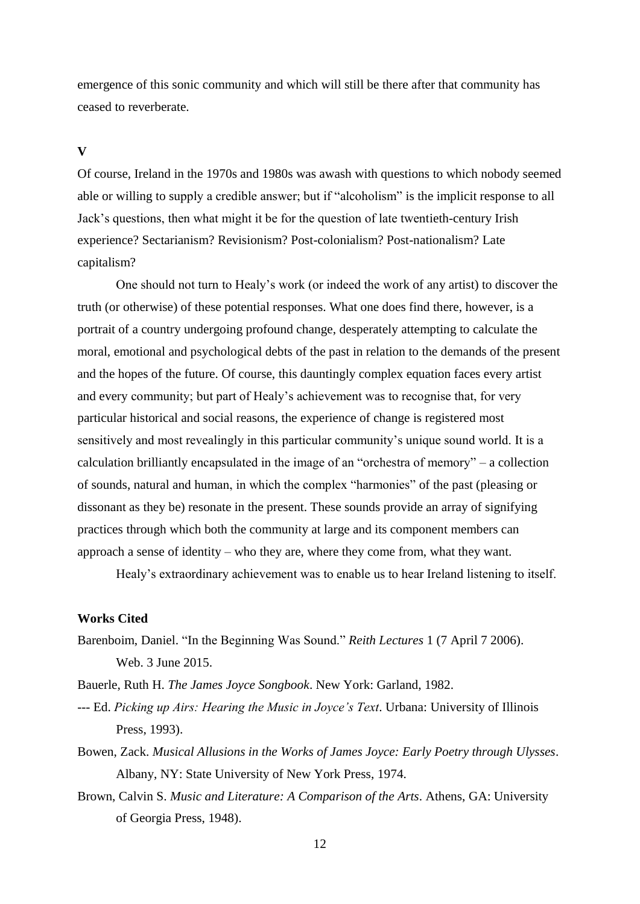emergence of this sonic community and which will still be there after that community has ceased to reverberate.

## V

Of course, Ireland in the 1970s and 1980s was awash with questions to which nobody seemed able or willing to supply a credible answer; but if "alcoholism" is the implicit response to all Jack's questions, then what might it be for the question of late twentieth-century Irish experience? Sectarianism? Revisionism? Post-colonialism? Post-nationalism? Late capitalism?

One should not turn to Healy's work (or indeed the work of any artist) to discover the truth (or otherwise) of these potential responses. What one does find there, however, is a portrait of a country undergoing profound change, desperately attempting to calculate the moral, emotional and psychological debts of the past in relation to the demands of the present and the hopes of the future. Of course, this dauntingly complex equation faces every artist and every community; but part of Healy's achievement was to recognise that, for very particular historical and social reasons, the experience of change is registered most sensitively and most revealingly in this particular community's unique sound world. It is a calculation brilliantly encapsulated in the image of an "orchestra of memory" – a collection of sounds, natural and human, in which the complex "harmonies" of the past (pleasing or dissonant as they be) resonate in the present. These sounds provide an array of signifying practices through which both the community at large and its component members can approach a sense of identity – who they are, where they come from, what they want.

Healy's extraordinary achievement was to enable us to hear Ireland listening to itself.

## Works Cited

Barenboim, Daniel. "In the Beginning Was Sound." *Reith Lectures* 1 (7 April 7 2006). Web. 3 June 2015.

Bauerle, Ruth H. *The James Joyce Songbook*. New York: Garland, 1982.

--- Ed. *Picking up Airs: Hearing the Music in Joyce's Text*. Urbana: University of Illinois Press, 1993).

Bowen, Zack. *Musical Allusions in the Works of James Joyce: Early Poetry through Ulysses*. Albany, NY: State University of New York Press, 1974.

Brown, Calvin S. *Music and Literature: A Comparison of the Arts*. Athens, GA: University of Georgia Press, 1948).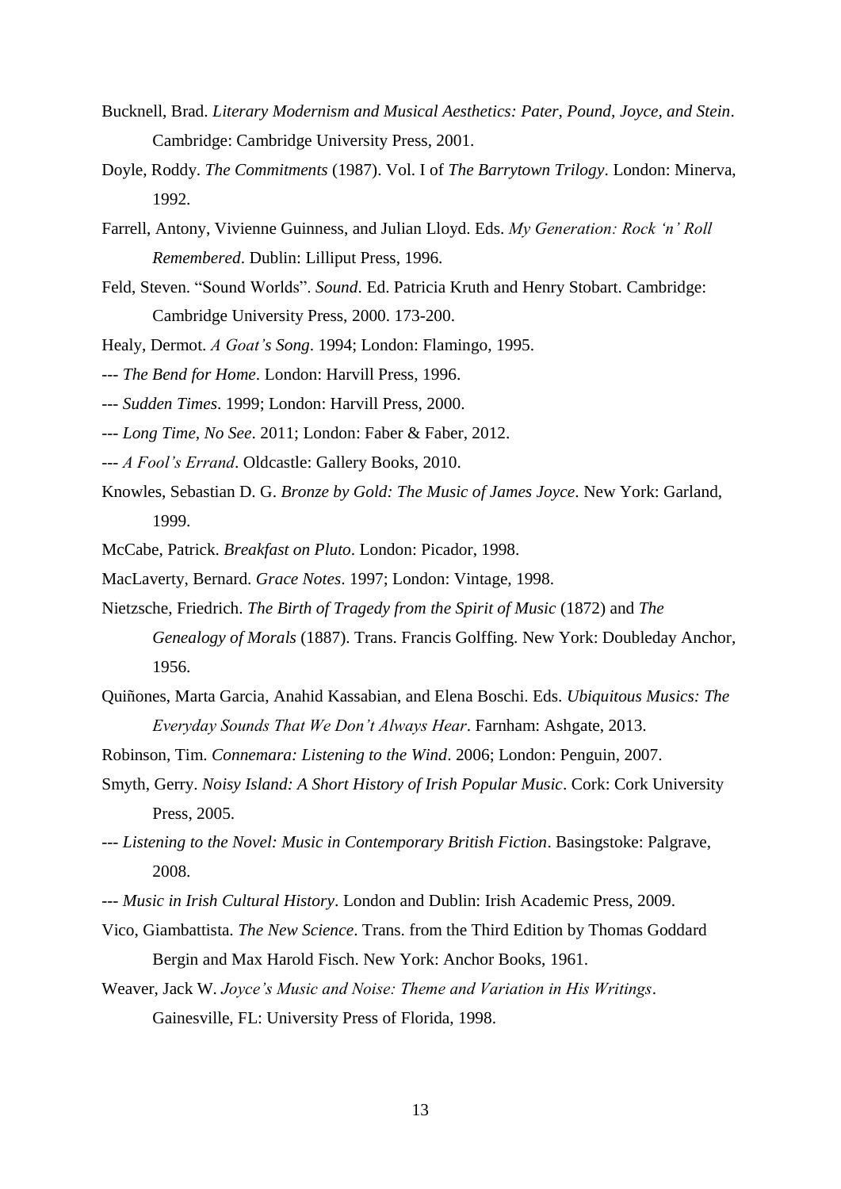Bucknell, Brad. *Literary Modernism and Musical Aesthetics: Pater, Pound, Joyce, and Stein*. Cambridge: Cambridge University Press, 2001.

Doyle, Roddy. *The Commitments* (1987). Vol. I of *The Barrytown Trilogy*. London: Minerva, 1992.

Farrell, Antony, Vivienne Guinness, and Julian Lloyd. Eds. *My Generation: Rock 'n' Roll Remembered*. Dublin: Lilliput Press, 1996.

Feld, Steven. "Sound Worlds". *Sound*. Ed. Patricia Kruth and Henry Stobart. Cambridge: Cambridge University Press, 2000. 173-200.

Healy, Dermot. *A Goat's Song*. 1994; London: Flamingo, 1995.

--- *The Bend for Home*. London: Harvill Press, 1996.

--- *Sudden Times*. 1999; London: Harvill Press, 2000.

--- *Long Time, No See*. 2011; London: Faber & Faber, 2012.

--- *A Fool's Errand*. Oldcastle: Gallery Books, 2010.

Knowles, Sebastian D. G. *Bronze by Gold: The Music of James Joyce*. New York: Garland, 1999.

McCabe, Patrick. *Breakfast on Pluto*. London: Picador, 1998.

MacLaverty, Bernard. *Grace Notes*. 1997; London: Vintage, 1998.

Nietzsche, Friedrich. *The Birth of Tragedy from the Spirit of Music* (1872) and *The Genealogy of Morals* (1887). Trans. Francis Golffing. New York: Doubleday Anchor, 1956.

Quiñones, Marta Garcia, Anahid Kassabian, and Elena Boschi. Eds. *Ubiquitous Musics: The Everyday Sounds That We Don't Always Hear*. Farnham: Ashgate, 2013.

Robinson, Tim. *Connemara: Listening to the Wind*. 2006; London: Penguin, 2007.

Smyth, Gerry. *Noisy Island: A Short History of Irish Popular Music*. Cork: Cork University Press, 2005.

--- *Listening to the Novel: Music in Contemporary British Fiction*. Basingstoke: Palgrave, 2008.

--- *Music in Irish Cultural History*. London and Dublin: Irish Academic Press, 2009.

Vico, Giambattista. *The New Science*. Trans. from the Third Edition by Thomas Goddard Bergin and Max Harold Fisch. New York: Anchor Books, 1961.

Weaver, Jack W. *Joyce's Music and Noise: Theme and Variation in His Writings*. Gainesville, FL: University Press of Florida, 1998.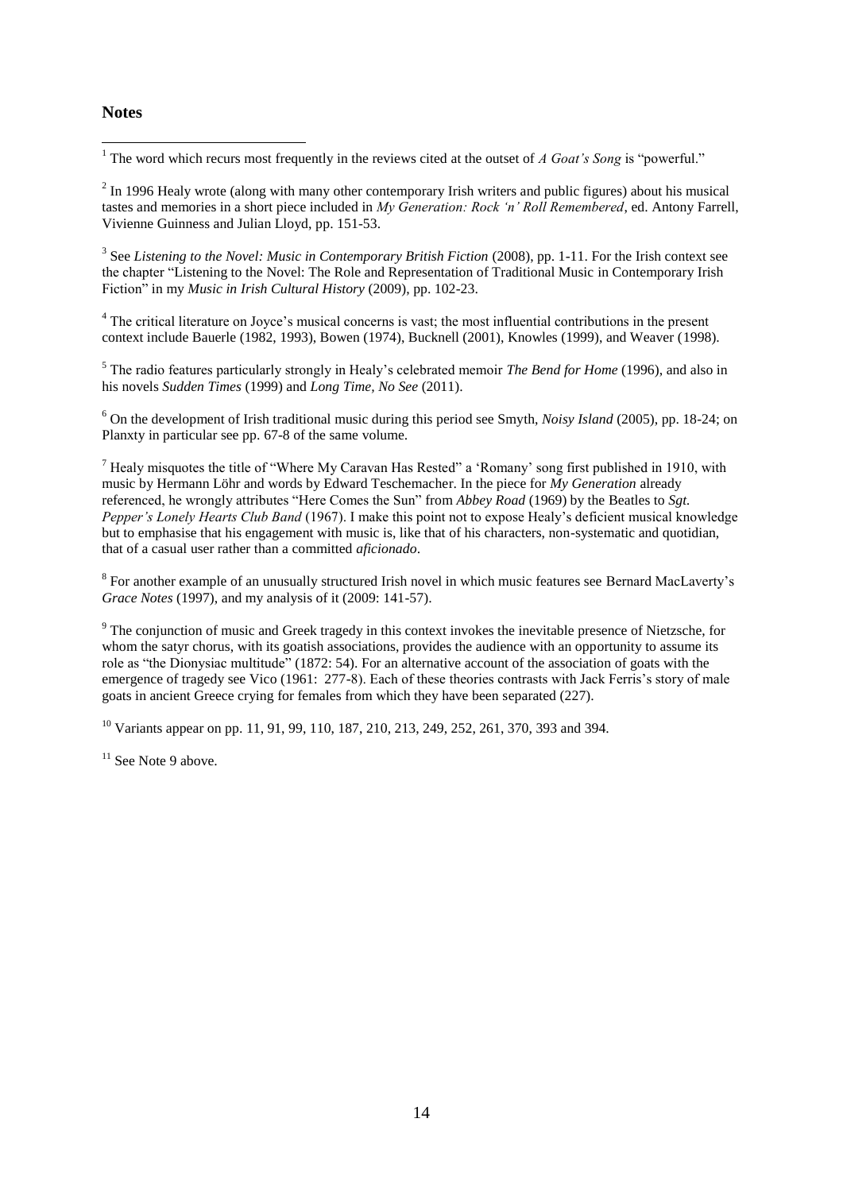**Notes**

[1] The word which recurs most frequently in the reviews cited at the outset of *A Goat's Song* is "powerful."

[2] In 1996 Healy wrote (along with many other contemporary Irish writers and public figures) about his musical tastes and memories in a short piece included in *My Generation: Rock 'n' Roll Remembered*, ed. Antony Farrell, Vivienne Guinness and Julian Lloyd, pp. 151-53.

[3] See *Listening to the Novel: Music in Contemporary British Fiction* (2008), pp. 1-11. For the Irish context see the chapter "Listening to the Novel: The Role and Representation of Traditional Music in Contemporary Irish Fiction" in my *Music in Irish Cultural History* (2009), pp. 102-23.

[4] The critical literature on Joyce's musical concerns is vast; the most influential contributions in the present context include Bauerle (1982, 1993), Bowen (1974), Bucknell (2001), Knowles (1999), and Weaver (1998).

[5] The radio features particularly strongly in Healy's celebrated memoir *The Bend for Home* (1996), and also in his novels *Sudden Times* (1999) and *Long Time, No See* (2011).

[6] On the development of Irish traditional music during this period see Smyth, *Noisy Island* (2005), pp. 18-24; on Planxty in particular see pp. 67-8 of the same volume.

[7] Healy misquotes the title of "Where My Caravan Has Rested" a 'Romany' song first published in 1910, with music by Hermann Löhr and words by Edward Teschemacher. In the piece for *My Generation* already referenced, he wrongly attributes "Here Comes the Sun" from *Abbey Road* (1969) by the Beatles to *Sgt. Pepper's Lonely Hearts Club Band* (1967). I make this point not to expose Healy's deficient musical knowledge but to emphasise that his engagement with music is, like that of his characters, non-systematic and quotidian, that of a casual user rather than a committed *aficionado*.

[8] For another example of an unusually structured Irish novel in which music features see Bernard MacLaverty's *Grace Notes* (1997), and my analysis of it (2009: 141-57).

[9] The conjunction of music and Greek tragedy in this context invokes the inevitable presence of Nietzsche, for whom the satyr chorus, with its goatish associations, provides the audience with an opportunity to assume its role as "the Dionysiac multitude" (1872: 54). For an alternative account of the association of goats with the emergence of tragedy see Vico (1961: 277-8). Each of these theories contrasts with Jack Ferris's story of male goats in ancient Greece crying for females from which they have been separated (227).

[10] Variants appear on pp. 11, 91, 99, 110, 187, 210, 213, 249, 252, 261, 370, 393 and 394.

[11] See Note 9 above.